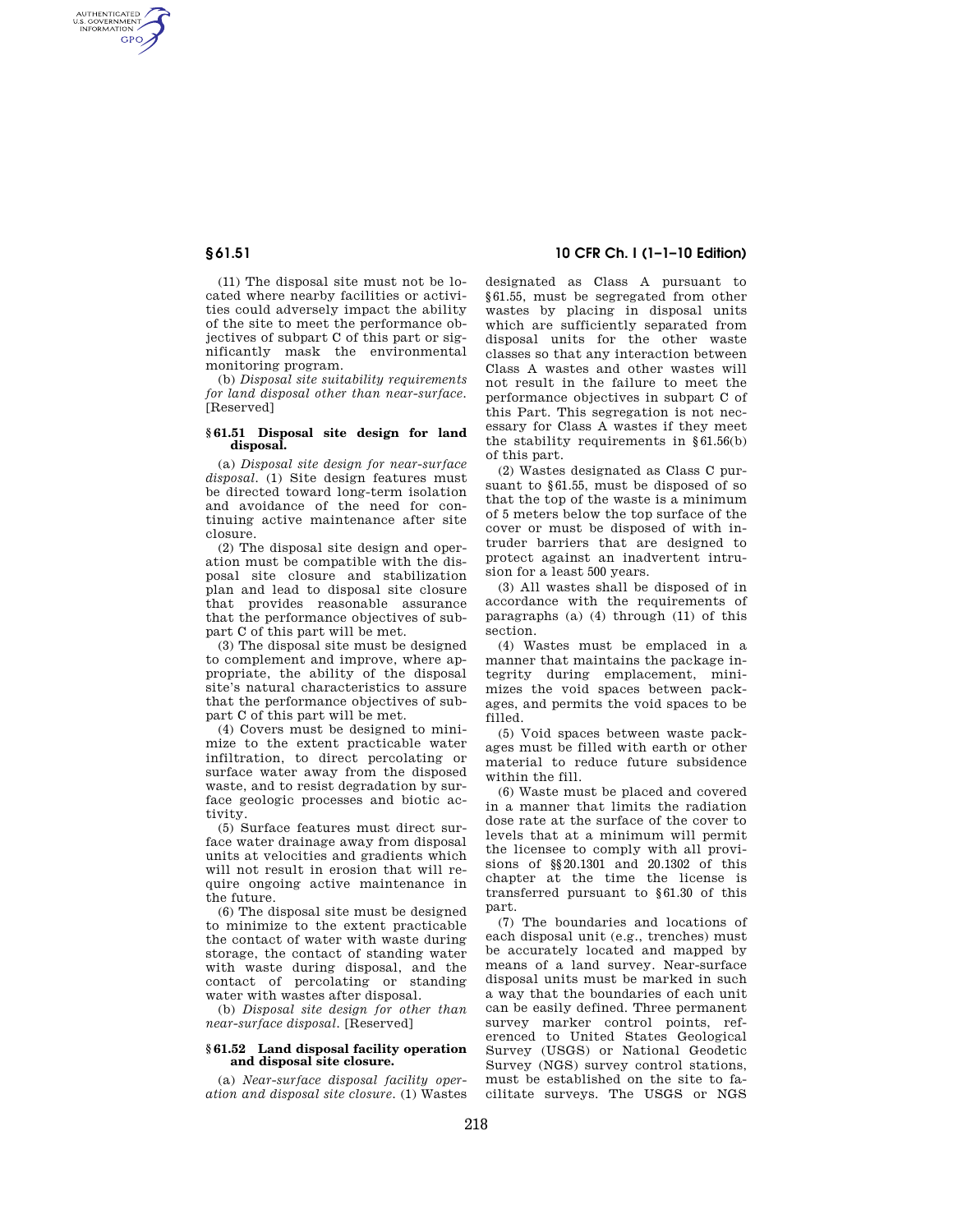(11) The disposal site must not be located where nearby facilities or activities could adversely impact the ability of the site to meet the performance objectives of subpart C of this part or significantly mask the environmental monitoring program.

(b) *Disposal site suitability requirements for land disposal other than near-surface.* [Reserved]

### § 61.51 Disposal site design for land disposal.

(a) *Disposal site design for near-surface disposal.* (1) Site design features must be directed toward long-term isolation and avoidance of the need for continuing active maintenance after site closure.

(2) The disposal site design and operation must be compatible with the disposal site closure and stabilization plan and lead to disposal site closure that provides reasonable assurance that the performance objectives of subpart C of this part will be met.

(3) The disposal site must be designed to complement and improve, where appropriate, the ability of the disposal site's natural characteristics to assure that the performance objectives of subpart C of this part will be met.

(4) Covers must be designed to minimize to the extent practicable water infiltration, to direct percolating or surface water away from the disposed waste, and to resist degradation by surface geologic processes and biotic activity.

(5) Surface features must direct surface water drainage away from disposal units at velocities and gradients which will not result in erosion that will require ongoing active maintenance in the future.

(6) The disposal site must be designed to minimize to the extent practicable the contact of water with waste during storage, the contact of standing water with waste during disposal, and the contact of percolating or standing water with wastes after disposal.

(b) *Disposal site design for other than near-surface disposal.* [Reserved]

### § 61.52 Land disposal facility operation and disposal site closure.

(a) *Near-surface disposal facility operation and disposal site closure.* (1) Wastes designated as Class A pursuant to § 61.55, must be segregated from other wastes by placing in disposal units which are sufficiently separated from disposal units for the other waste classes so that any interaction between Class A wastes and other wastes will not result in the failure to meet the performance objectives in subpart C of this Part. This segregation is not necessary for Class A wastes if they meet the stability requirements in § 61.56(b) of this part.

(2) Wastes designated as Class C pursuant to § 61.55, must be disposed of so that the top of the waste is a minimum of 5 meters below the top surface of the cover or must be disposed of with intruder barriers that are designed to protect against an inadvertent intrusion for a least 500 years.

(3) All wastes shall be disposed of in accordance with the requirements of paragraphs (a) (4) through (11) of this section.

(4) Wastes must be emplaced in a manner that maintains the package integrity during emplacement, minimizes the void spaces between packages, and permits the void spaces to be filled.

(5) Void spaces between waste packages must be filled with earth or other material to reduce future subsidence within the fill.

(6) Waste must be placed and covered in a manner that limits the radiation dose rate at the surface of the cover to levels that at a minimum will permit the licensee to comply with all provisions of §§ 20.1301 and 20.1302 of this chapter at the time the license is transferred pursuant to § 61.30 of this part.

(7) The boundaries and locations of each disposal unit (e.g., trenches) must be accurately located and mapped by means of a land survey. Near-surface disposal units must be marked in such a way that the boundaries of each unit can be easily defined. Three permanent survey marker control points, referenced to United States Geological Survey (USGS) or National Geodetic Survey (NGS) survey control stations, must be established on the site to facilitate surveys. The USGS or NGS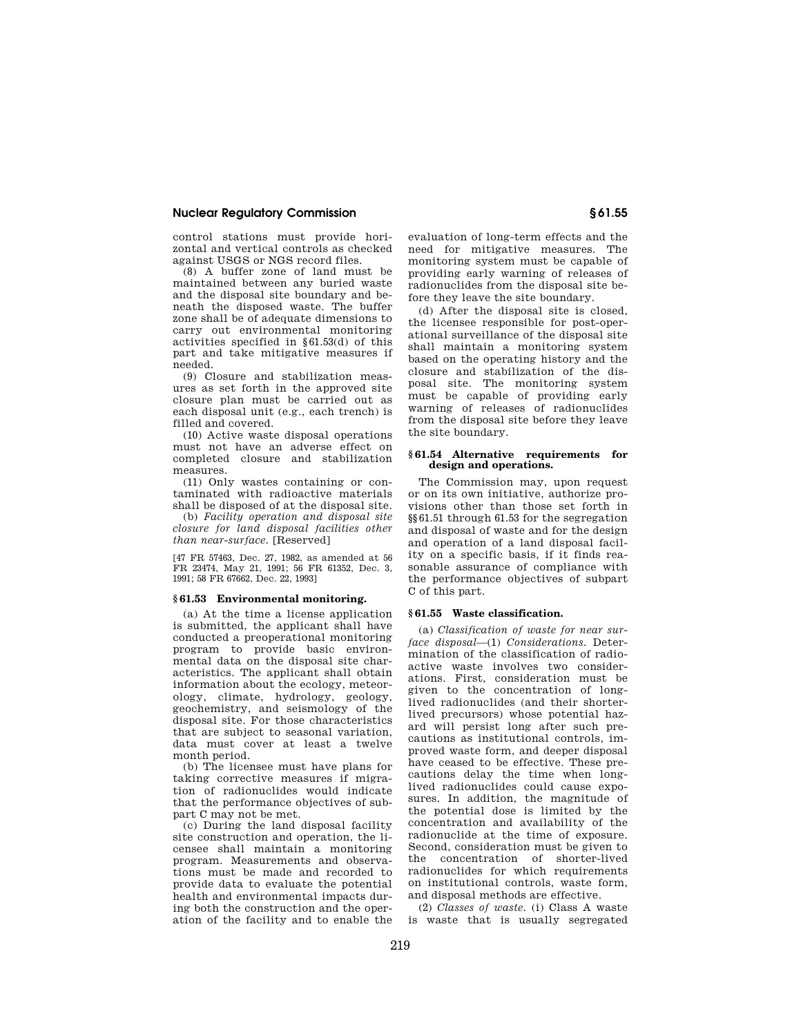control stations must provide horizontal and vertical controls as checked against USGS or NGS record files.

(8) A buffer zone of land must be maintained between any buried waste and the disposal site boundary and beneath the disposed waste. The buffer zone shall be of adequate dimensions to carry out environmental monitoring activities specified in §61.53(d) of this part and take mitigative measures if needed.

(9) Closure and stabilization measures as set forth in the approved site closure plan must be carried out as each disposal unit (e.g., each trench) is filled and covered.

(10) Active waste disposal operations must not have an adverse effect on completed closure and stabilization measures.

(11) Only wastes containing or contaminated with radioactive materials shall be disposed of at the disposal site.

(b) *Facility operation and disposal site closure for land disposal facilities other than near-surface.* [Reserved]

[47 FR 57463, Dec. 27, 1982, as amended at 56 FR 23474, May 21, 1991; 56 FR 61352, Dec. 3, 1991; 58 FR 67662, Dec. 22, 1993]

### § 61.53 Environmental monitoring.

(a) At the time a license application is submitted, the applicant shall have conducted a preoperational monitoring program to provide basic environmental data on the disposal site characteristics. The applicant shall obtain information about the ecology, meteorology, climate, hydrology, geology, geochemistry, and seismology of the disposal site. For those characteristics that are subject to seasonal variation, data must cover at least a twelve month period.

(b) The licensee must have plans for taking corrective measures if migration of radionuclides would indicate that the performance objectives of subpart C may not be met.

(c) During the land disposal facility site construction and operation, the licensee shall maintain a monitoring program. Measurements and observations must be made and recorded to provide data to evaluate the potential health and environmental impacts during both the construction and the operation of the facility and to enable the evaluation of long-term effects and the need for mitigative measures. The monitoring system must be capable of providing early warning of releases of radionuclides from the disposal site before they leave the site boundary.

(d) After the disposal site is closed, the licensee responsible for post-operational surveillance of the disposal site shall maintain a monitoring system based on the operating history and the closure and stabilization of the disposal site. The monitoring system must be capable of providing early warning of releases of radionuclides from the disposal site before they leave the site boundary.

### § 61.54 Alternative requirements for design and operations.

The Commission may, upon request or on its own initiative, authorize provisions other than those set forth in §§61.51 through 61.53 for the segregation and disposal of waste and for the design and operation of a land disposal facility on a specific basis, if it finds reasonable assurance of compliance with the performance objectives of subpart C of this part.

### § 61.55 Waste classification.

(a) *Classification of waste for near surface disposal*—(1) *Considerations.* Determination of the classification of radioactive waste involves two considerations. First, consideration must be given to the concentration of long-lived radionuclides (and their shorter-lived precursors) whose potential hazard will persist long after such precautions as institutional controls, improved waste form, and deeper disposal have ceased to be effective. These precautions delay the time when long-lived radionuclides could cause exposures. In addition, the magnitude of the potential dose is limited by the concentration and availability of the radionuclide at the time of exposure. Second, consideration must be given to the concentration of shorter-lived radionuclides for which requirements on institutional controls, waste form, and disposal methods are effective.

(2) *Classes of waste.* (i) Class A waste is waste that is usually segregated